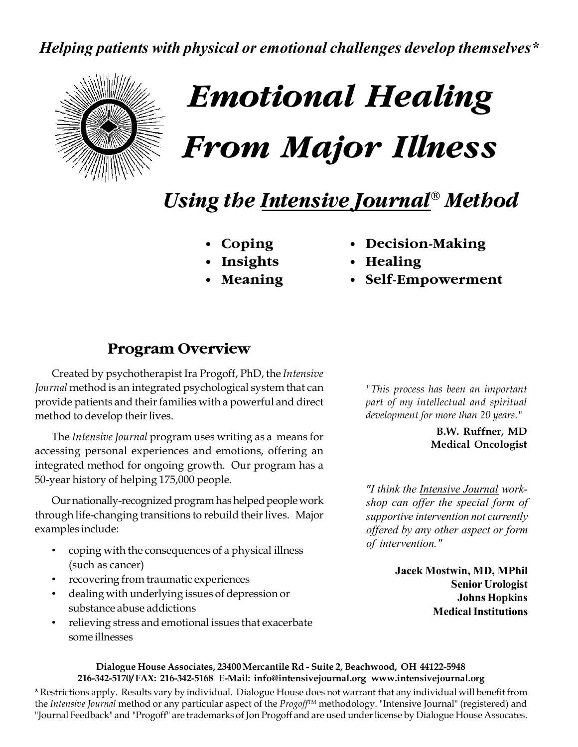***Helping patients with physical or emotional challenges develop themselves****

# *Emotional Healing From Major Illness*

## *Using the Intensive Journal® Method*

- **Coping**
- **Insights**
- **Meaning**
- **Decision-Making**
- **Healing**
- **Self-Empowerment**

## Program Overview

Created by psychotherapist Ira Progoff, PhD, the *Intensive Journal* method is an integrated psychological system that can provide patients and their families with a powerful and direct method to develop their lives.

The *Intensive Journal* program uses writing as a means for accessing personal experiences and emotions, offering an integrated method for ongoing growth. Our program has a 50-year history of helping 175,000 people.

Our nationally-recognized program has helped people work through life-changing transitions to rebuild their lives. Major examples include:

- coping with the consequences of a physical illness (such as cancer)
- recovering from traumatic experiences
- dealing with underlying issues of depression or substance abuse addictions
- relieving stress and emotional issues that exacerbate some illnesses

*"This process has been an important part of my intellectual and spiritual development for more than 20 years."*

**B.W. Ruffner, MD**
**Medical Oncologist**

*"I think the Intensive Journal workshop can offer the special form of supportive intervention not currently offered by any other aspect or form of intervention."*

**Jacek Mostwin, MD, MPhil**
**Senior Urologist**
**Johns Hopkins**
**Medical Institutions**

**Dialogue House Associates, 23400 Mercantile Rd - Suite 2, Beachwood, OH 44122-5948**
**216-342-5170/FAX: 216-342-5168 E-Mail: info@intensivejournal.org www.intensivejournal.org**

* Restrictions apply. Results vary by individual. Dialogue House does not warrant that any individual will benefit from the *Intensive Journal* method or any particular aspect of the *Progoff*™ methodology. "Intensive Journal" (registered) and "Journal Feedback" and "Progoff" are trademarks of Jon Progoff and are used under license by Dialogue House Assocates.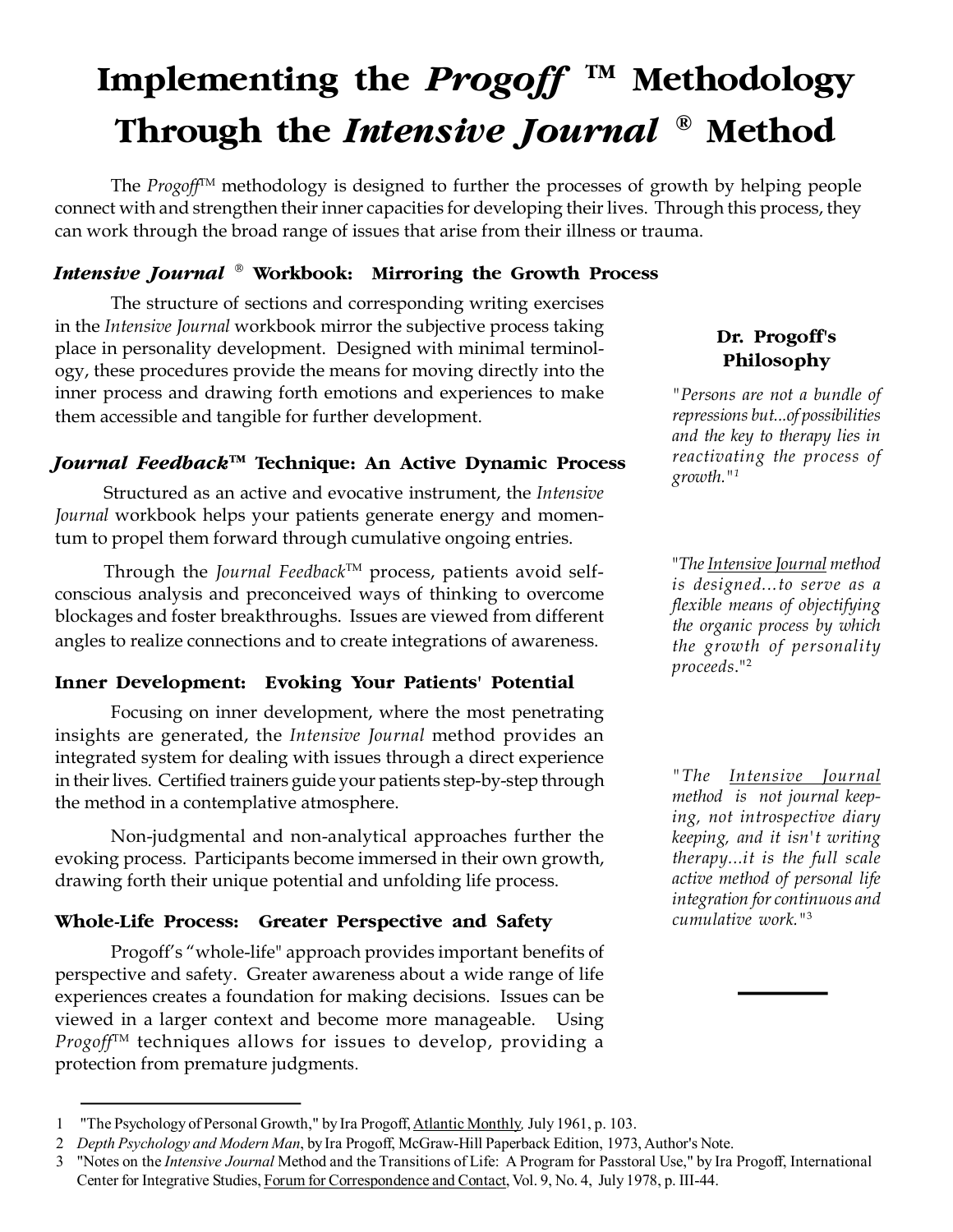# Implementing the *Progoff* ™ Methodology Through the *Intensive Journal* ® Method

The *Progoff*™ methodology is designed to further the processes of growth by helping people connect with and strengthen their inner capacities for developing their lives. Through this process, they can work through the broad range of issues that arise from their illness or trauma.

## *Intensive Journal* ® Workbook: Mirroring the Growth Process

The structure of sections and corresponding writing exercises in the *Intensive Journal* workbook mirror the subjective process taking place in personality development. Designed with minimal terminology, these procedures provide the means for moving directly into the inner process and drawing forth emotions and experiences to make them accessible and tangible for further development.

## *Journal Feedback*™ Technique: An Active Dynamic Process

Structured as an active and evocative instrument, the *Intensive Journal* workbook helps your patients generate energy and momentum to propel them forward through cumulative ongoing entries.

Through the *Journal Feedback*™ process, patients avoid self-conscious analysis and preconceived ways of thinking to overcome blockages and foster breakthroughs. Issues are viewed from different angles to realize connections and to create integrations of awareness.

## Inner Development: Evoking Your Patients' Potential

Focusing on inner development, where the most penetrating insights are generated, the *Intensive Journal* method provides an integrated system for dealing with issues through a direct experience in their lives. Certified trainers guide your patients step-by-step through the method in a contemplative atmosphere.

Non-judgmental and non-analytical approaches further the evoking process. Participants become immersed in their own growth, drawing forth their unique potential and unfolding life process.

## Whole-Life Process: Greater Perspective and Safety

Progoff's "whole-life" approach provides important benefits of perspective and safety. Greater awareness about a wide range of life experiences creates a foundation for making decisions. Issues can be viewed in a larger context and become more manageable. Using *Progoff*™ techniques allows for issues to develop, providing a protection from premature judgments.

### Dr. Progoff's Philosophy

*"Persons are not a bundle of repressions but...of possibilities and the key to therapy lies in reactivating the process of growth."*[1]

*"The Intensive Journal method is designed...to serve as a flexible means of objectifying the organic process by which the growth of personality proceeds."*[2]

*"The Intensive Journal method is not journal keeping, not introspective diary keeping, and it isn't writing therapy...it is the full scale active method of personal life integration for continuous and cumulative work."*[3]

---

1 "The Psychology of Personal Growth," by Ira Progoff, Atlantic Monthly, July 1961, p. 103.

2 *Depth Psychology and Modern Man*, by Ira Progoff, McGraw-Hill Paperback Edition, 1973, Author's Note.

3 "Notes on the *Intensive Journal* Method and the Transitions of Life: A Program for Passtoral Use," by Ira Progoff, International Center for Integrative Studies, Forum for Correspondence and Contact, Vol. 9, No. 4, July 1978, p. III-44.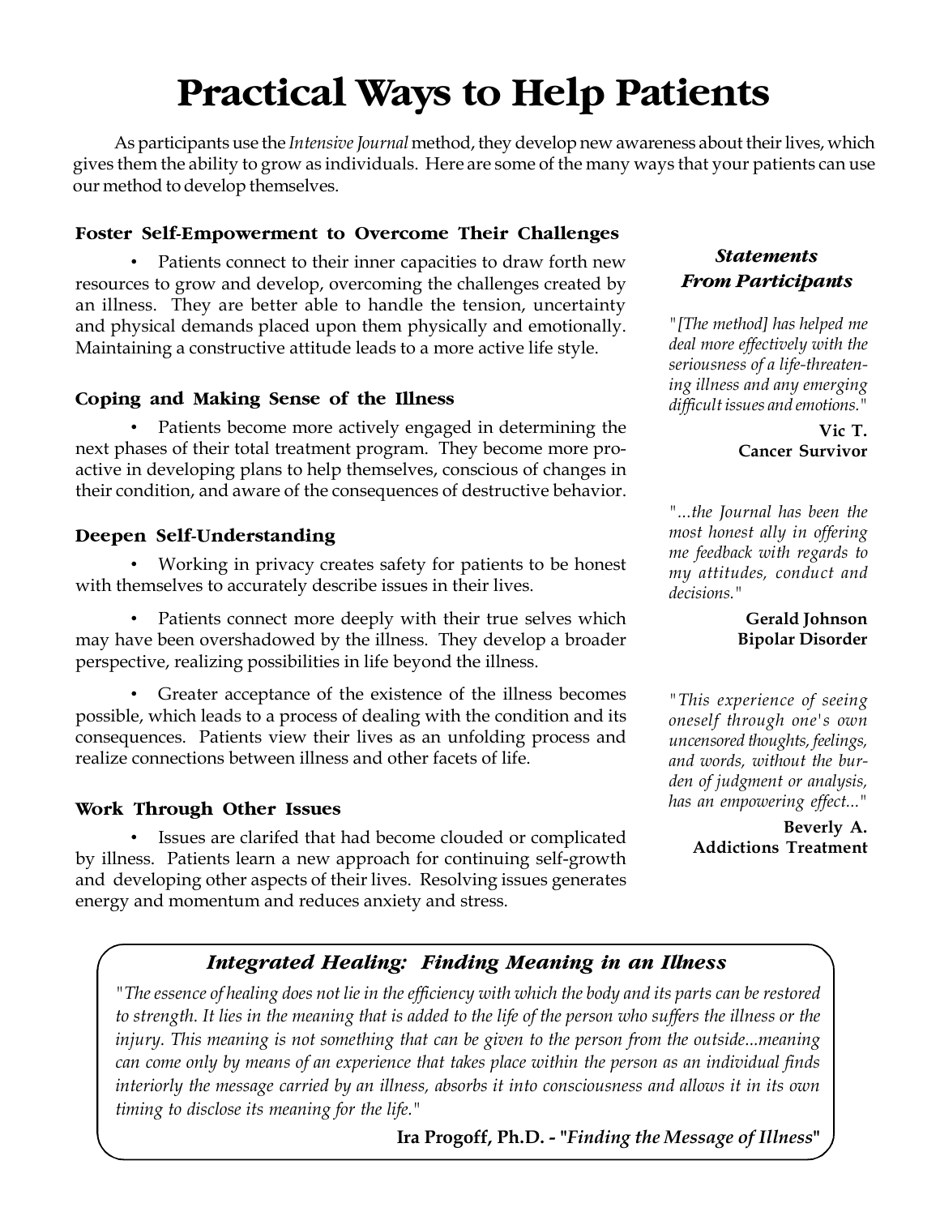# Practical Ways to Help Patients

As participants use the *Intensive Journal* method, they develop new awareness about their lives, which gives them the ability to grow as individuals. Here are some of the many ways that your patients can use our method to develop themselves.

### Foster Self-Empowerment to Overcome Their Challenges

- Patients connect to their inner capacities to draw forth new resources to grow and develop, overcoming the challenges created by an illness. They are better able to handle the tension, uncertainty and physical demands placed upon them physically and emotionally. Maintaining a constructive attitude leads to a more active life style.

### Coping and Making Sense of the Illness

- Patients become more actively engaged in determining the next phases of their total treatment program. They become more proactive in developing plans to help themselves, conscious of changes in their condition, and aware of the consequences of destructive behavior.

### Deepen Self-Understanding

- Working in privacy creates safety for patients to be honest with themselves to accurately describe issues in their lives.

- Patients connect more deeply with their true selves which may have been overshadowed by the illness. They develop a broader perspective, realizing possibilities in life beyond the illness.

- Greater acceptance of the existence of the illness becomes possible, which leads to a process of dealing with the condition and its consequences. Patients view their lives as an unfolding process and realize connections between illness and other facets of life.

### Work Through Other Issues

- Issues are clarifed that had become clouded or complicated by illness. Patients learn a new approach for continuing self-growth and developing other aspects of their lives. Resolving issues generates energy and momentum and reduces anxiety and stress.

### *Statements From Participants*

*"[The method] has helped me deal more effectively with the seriousness of a life-threatening illness and any emerging difficult issues and emotions."*

**Vic T.**
**Cancer Survivor**

*"...the Journal has been the most honest ally in offering me feedback with regards to my attitudes, conduct and decisions."*

**Gerald Johnson**
**Bipolar Disorder**

*"This experience of seeing oneself through one's own uncensored thoughts, feelings, and words, without the burden of judgment or analysis, has an empowering effect..."*

**Beverly A.**
**Addictions Treatment**

### *Integrated Healing: Finding Meaning in an Illness*

*"The essence of healing does not lie in the efficiency with which the body and its parts can be restored to strength. It lies in the meaning that is added to the life of the person who suffers the illness or the injury. This meaning is not something that can be given to the person from the outside...meaning can come only by means of an experience that takes place within the person as an individual finds interiorly the message carried by an illness, absorbs it into consciousness and allows it in its own timing to disclose its meaning for the life."*

**Ira Progoff, Ph.D. - "*Finding the Message of Illness*"**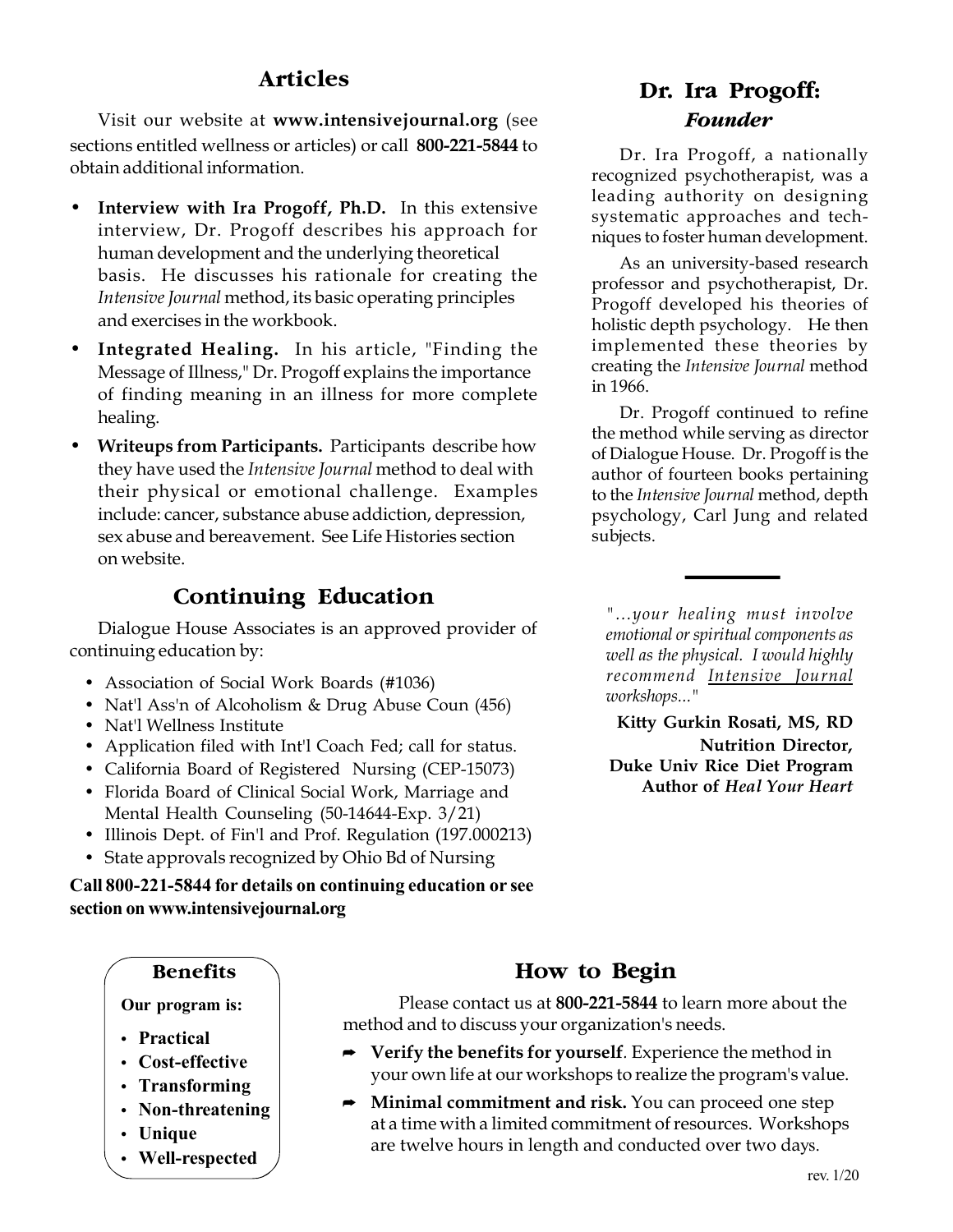## Articles

Visit our website at **www.intensivejournal.org** (see sections entitled wellness or articles) or call **800-221-5844** to obtain additional information.

- **Interview with Ira Progoff, Ph.D.** In this extensive interview, Dr. Progoff describes his approach for human development and the underlying theoretical basis. He discusses his rationale for creating the *Intensive Journal* method, its basic operating principles and exercises in the workbook.
- **Integrated Healing.** In his article, "Finding the Message of Illness," Dr. Progoff explains the importance of finding meaning in an illness for more complete healing.
- **Writeups from Participants.** Participants describe how they have used the *Intensive Journal* method to deal with their physical or emotional challenge. Examples include: cancer, substance abuse addiction, depression, sex abuse and bereavement. See Life Histories section on website.

## Continuing Education

Dialogue House Associates is an approved provider of continuing education by:

- Association of Social Work Boards (#1036)
- Nat'l Ass'n of Alcoholism & Drug Abuse Coun (456)
- Nat'l Wellness Institute
- Application filed with Int'l Coach Fed; call for status.
- California Board of Registered Nursing (CEP-15073)
- Florida Board of Clinical Social Work, Marriage and Mental Health Counseling (50-14644-Exp. 3/21)
- Illinois Dept. of Fin'l and Prof. Regulation (197.000213)
- State approvals recognized by Ohio Bd of Nursing

**Call 800-221-5844 for details on continuing education or see section on www.intensivejournal.org**

## Dr. Ira Progoff: *Founder*

Dr. Ira Progoff, a nationally recognized psychotherapist, was a leading authority on designing systematic approaches and techniques to foster human development.

As an university-based research professor and psychotherapist, Dr. Progoff developed his theories of holistic depth psychology. He then implemented these theories by creating the *Intensive Journal* method in 1966.

Dr. Progoff continued to refine the method while serving as director of Dialogue House. Dr. Progoff is the author of fourteen books pertaining to the *Intensive Journal* method, depth psychology, Carl Jung and related subjects.

*"...your healing must involve emotional or spiritual components as well as the physical. I would highly recommend Intensive Journal workshops..."*

**Kitty Gurkin Rosati, MS, RD**
**Nutrition Director,**
**Duke Univ Rice Diet Program**
**Author of *Heal Your Heart***

### Benefits

**Our program is:**

- **Practical**
- **Cost-effective**
- **Transforming**
- **Non-threatening**
- **Unique**
- **Well-respected**

## How to Begin

Please contact us at **800-221-5844** to learn more about the method and to discuss your organization's needs.

- **Verify the benefits for yourself**. Experience the method in your own life at our workshops to realize the program's value.
- **Minimal commitment and risk.** You can proceed one step at a time with a limited commitment of resources. Workshops are twelve hours in length and conducted over two days.

rev. 1/20